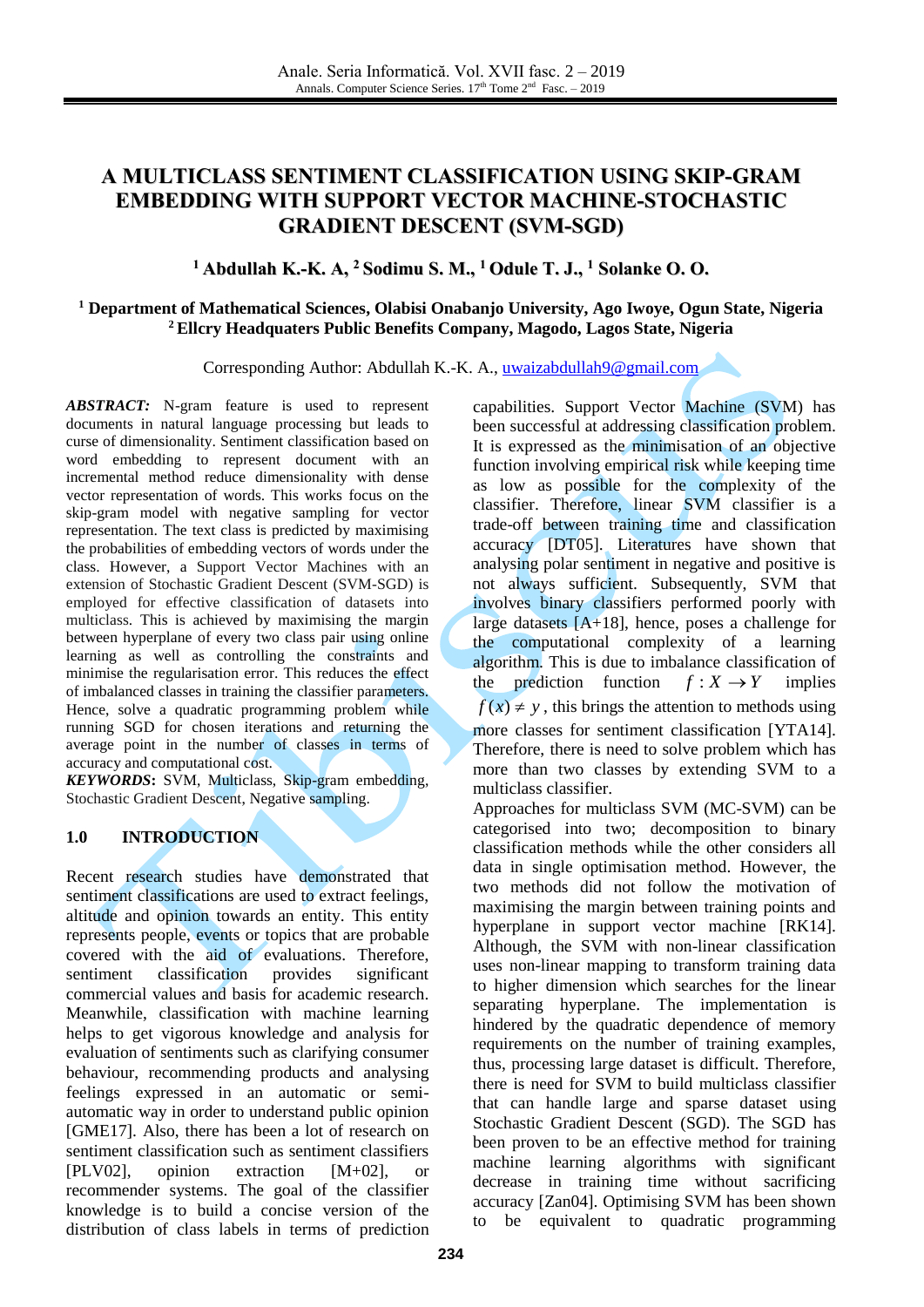# A MULTICLASS SENTIMENT CLASSIFICATION USING SKIP-GRAM EMBEDDING WITH SUPPORT VECTOR MACHINE-STOCHASTIC GRADIENT DESCENT (SVM-SGD)

**[1] Abdullah K.-K. A, [2] Sodimu S. M., [1] Odule T. J., [1] Solanke O. O.**

**[1] Department of Mathematical Sciences, Olabisi Onabanjo University, Ago Iwoye, Ogun State, Nigeria**
**[2] Ellcry Headquaters Public Benefits Company, Magodo, Lagos State, Nigeria**

Corresponding Author: Abdullah K.-K. A., uwaizabdullah9@gmail.com

***ABSTRACT:*** N-gram feature is used to represent documents in natural language processing but leads to curse of dimensionality. Sentiment classification based on word embedding to represent document with an incremental method reduce dimensionality with dense vector representation of words. This works focus on the skip-gram model with negative sampling for vector representation. The text class is predicted by maximising the probabilities of embedding vectors of words under the class. However, a Support Vector Machines with an extension of Stochastic Gradient Descent (SVM-SGD) is employed for effective classification of datasets into multiclass. This is achieved by maximising the margin between hyperplane of every two class pair using online learning as well as controlling the constraints and minimise the regularisation error. This reduces the effect of imbalanced classes in training the classifier parameters. Hence, solve a quadratic programming problem while running SGD for chosen iterations and returning the average point in the number of classes in terms of accuracy and computational cost.

***KEYWORDS*:** SVM, Multiclass, Skip-gram embedding, Stochastic Gradient Descent, Negative sampling.

## 1.0 INTRODUCTION

Recent research studies have demonstrated that sentiment classifications are used to extract feelings, altitude and opinion towards an entity. This entity represents people, events or topics that are probable covered with the aid of evaluations. Therefore, sentiment classification provides significant commercial values and basis for academic research. Meanwhile, classification with machine learning helps to get vigorous knowledge and analysis for evaluation of sentiments such as clarifying consumer behaviour, recommending products and analysing feelings expressed in an automatic or semi-automatic way in order to understand public opinion [GME17]. Also, there has been a lot of research on sentiment classification such as sentiment classifiers [PLV02], opinion extraction [M+02], or recommender systems. The goal of the classifier knowledge is to build a concise version of the distribution of class labels in terms of prediction capabilities. Support Vector Machine (SVM) has been successful at addressing classification problem. It is expressed as the minimisation of an objective function involving empirical risk while keeping time as low as possible for the complexity of the classifier. Therefore, linear SVM classifier is a trade-off between training time and classification accuracy [DT05]. Literatures have shown that analysing polar sentiment in negative and positive is not always sufficient. Subsequently, SVM that involves binary classifiers performed poorly with large datasets [A+18], hence, poses a challenge for the computational complexity of a learning algorithm. This is due to imbalance classification of the prediction function $f : X \to Y$ implies $f(x) \neq y$, this brings the attention to methods using more classes for sentiment classification [YTA14]. Therefore, there is need to solve problem which has more than two classes by extending SVM to a multiclass classifier.

Approaches for multiclass SVM (MC-SVM) can be categorised into two; decomposition to binary classification methods while the other considers all data in single optimisation method. However, the two methods did not follow the motivation of maximising the margin between training points and hyperplane in support vector machine [RK14]. Although, the SVM with non-linear classification uses non-linear mapping to transform training data to higher dimension which searches for the linear separating hyperplane. The implementation is hindered by the quadratic dependence of memory requirements on the number of training examples, thus, processing large dataset is difficult. Therefore, there is need for SVM to build multiclass classifier that can handle large and sparse dataset using Stochastic Gradient Descent (SGD). The SGD has been proven to be an effective method for training machine learning algorithms with significant decrease in training time without sacrificing accuracy [Zan04]. Optimising SVM has been shown to be equivalent to quadratic programming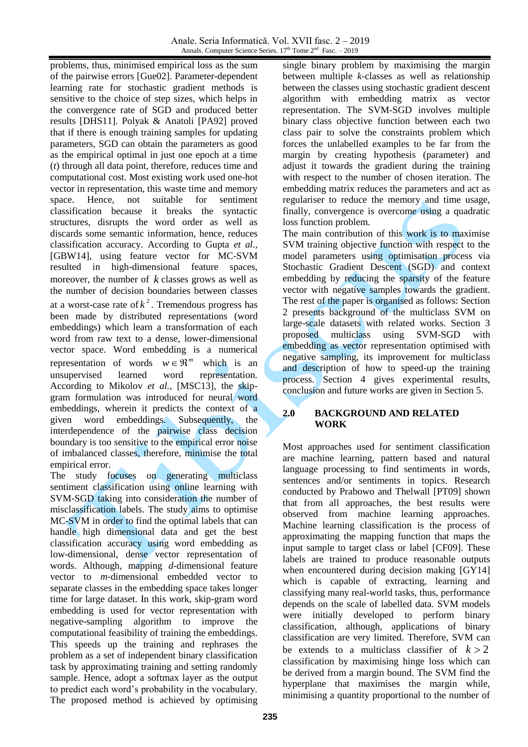problems, thus, minimised empirical loss as the sum of the pairwise errors [Gue02]. Parameter-dependent learning rate for stochastic gradient methods is sensitive to the choice of step sizes, which helps in the convergence rate of SGD and produced better results [DHS11]. Polyak & Anatoli [PA92] proved that if there is enough training samples for updating parameters, SGD can obtain the parameters as good as the empirical optimal in just one epoch at a time ($t$) through all data point, therefore, reduces time and computational cost. Most existing work used one-hot vector in representation, this waste time and memory space. Hence, not suitable for sentiment classification because it breaks the syntactic structures, disrupts the word order as well as discards some semantic information, hence, reduces classification accuracy. According to Gupta *et al.*, [GBW14], using feature vector for MC-SVM resulted in high-dimensional feature spaces, moreover, the number of $k$ classes grows as well as the number of decision boundaries between classes at a worst-case rate of $k^2$. Tremendous progress has been made by distributed representations (word embeddings) which learn a transformation of each word from raw text to a dense, lower-dimensional vector space. Word embedding is a numerical representation of words $w \in \Re^m$ which is an unsupervised learned word representation. According to Mikolov *et al.*, [MSC13], the skip-gram formulation was introduced for neural word embeddings, wherein it predicts the context of a given word embeddings. Subsequently, the interdependence of the pairwise class decision boundary is too sensitive to the empirical error noise of imbalanced classes, therefore, minimise the total empirical error.

The study focuses on generating multiclass sentiment classification using online learning with SVM-SGD taking into consideration the number of misclassification labels. The study aims to optimise MC-SVM in order to find the optimal labels that can handle high dimensional data and get the best classification accuracy using word embedding as low-dimensional, dense vector representation of words. Although, mapping $d$-dimensional feature vector to $m$-dimensional embedded vector to separate classes in the embedding space takes longer time for large dataset. In this work, skip-gram word embedding is used for vector representation with negative-sampling algorithm to improve the computational feasibility of training the embeddings. This speeds up the training and rephrases the problem as a set of independent binary classification task by approximating training and setting randomly sample. Hence, adopt a softmax layer as the output to predict each word's probability in the vocabulary. The proposed method is achieved by optimising single binary problem by maximising the margin between multiple $k$-classes as well as relationship between the classes using stochastic gradient descent algorithm with embedding matrix as vector representation. The SVM-SGD involves multiple binary class objective function between each two class pair to solve the constraints problem which forces the unlabelled examples to be far from the margin by creating hypothesis (parameter) and adjust it towards the gradient during the training with respect to the number of chosen iteration. The embedding matrix reduces the parameters and act as regulariser to reduce the memory and time usage, finally, convergence is overcome using a quadratic loss function problem.

The main contribution of this work is to maximise SVM training objective function with respect to the model parameters using optimisation process via Stochastic Gradient Descent (SGD) and context embedding by reducing the sparsity of the feature vector with negative samples towards the gradient. The rest of the paper is organised as follows: Section 2 presents background of the multiclass SVM on large-scale datasets with related works. Section 3 proposed multiclass using SVM-SGD with embedding as vector representation optimised with negative sampling, its improvement for multiclass and description of how to speed-up the training process. Section 4 gives experimental results, conclusion and future works are given in Section 5.

## 2.0 BACKGROUND AND RELATED WORK

Most approaches used for sentiment classification are machine learning, pattern based and natural language processing to find sentiments in words, sentences and/or sentiments in topics. Research conducted by Prabowo and Thelwall [PT09] shown that from all approaches, the best results were observed from machine learning approaches. Machine learning classification is the process of approximating the mapping function that maps the input sample to target class or label [CF09]. These labels are trained to produce reasonable outputs when encountered during decision making [GY14] which is capable of extracting, learning and classifying many real-world tasks, thus, performance depends on the scale of labelled data. SVM models were initially developed to perform binary classification, although, applications of binary classification are very limited. Therefore, SVM can be extends to a multiclass classifier of $k > 2$ classification by maximising hinge loss which can be derived from a margin bound. The SVM find the hyperplane that maximises the margin while, minimising a quantity proportional to the number of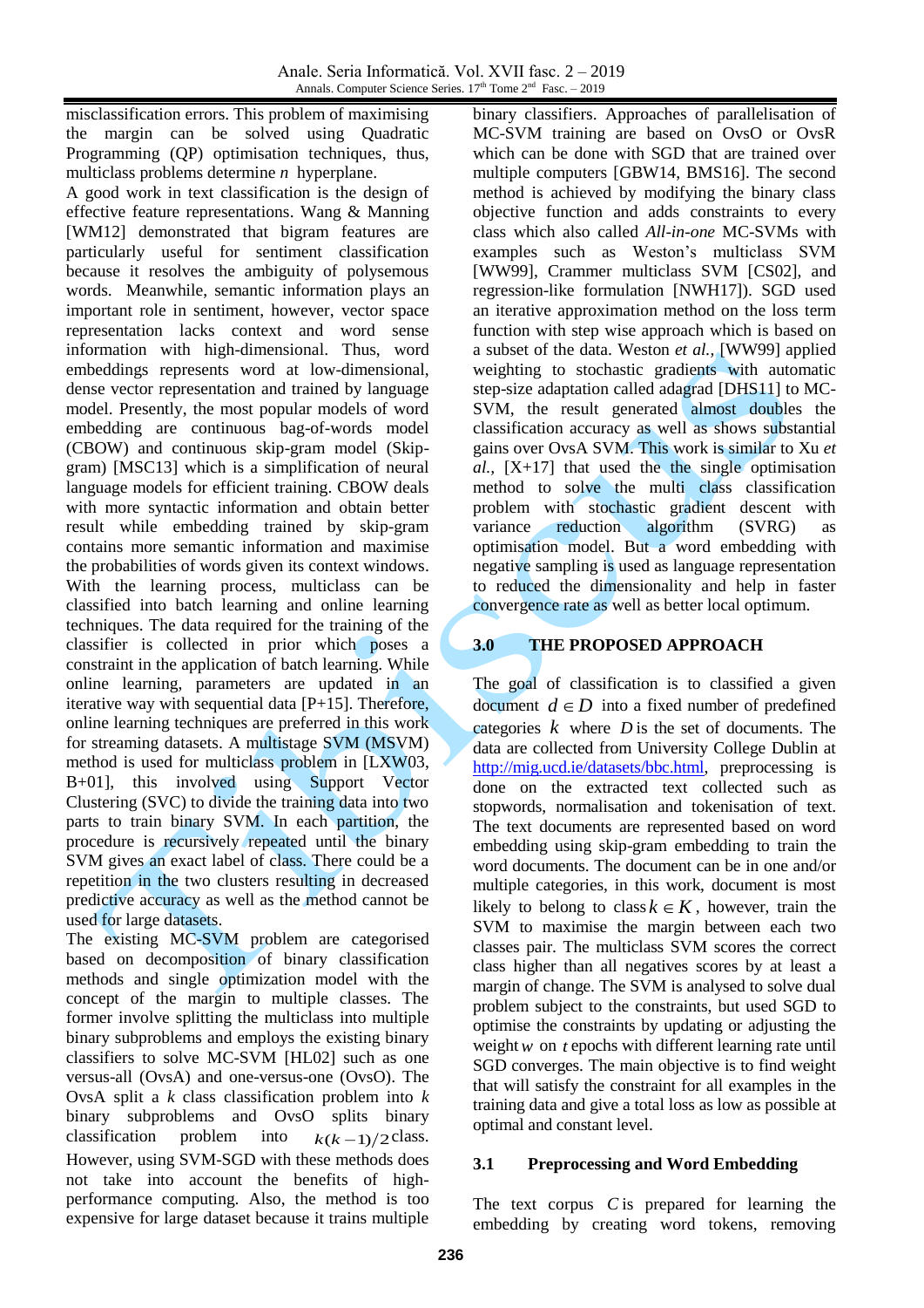misclassification errors. This problem of maximising the margin can be solved using Quadratic Programming (QP) optimisation techniques, thus, multiclass problems determine $n$ hyperplane.

A good work in text classification is the design of effective feature representations. Wang & Manning [WM12] demonstrated that bigram features are particularly useful for sentiment classification because it resolves the ambiguity of polysemous words. Meanwhile, semantic information plays an important role in sentiment, however, vector space representation lacks context and word sense information with high-dimensional. Thus, word embeddings represents word at low-dimensional, dense vector representation and trained by language model. Presently, the most popular models of word embedding are continuous bag-of-words model (CBOW) and continuous skip-gram model (Skip-gram) [MSC13] which is a simplification of neural language models for efficient training. CBOW deals with more syntactic information and obtain better result while embedding trained by skip-gram contains more semantic information and maximise the probabilities of words given its context windows.

With the learning process, multiclass can be classified into batch learning and online learning techniques. The data required for the training of the classifier is collected in prior which poses a constraint in the application of batch learning. While online learning, parameters are updated in an iterative way with sequential data [P+15]. Therefore, online learning techniques are preferred in this work for streaming datasets. A multistage SVM (MSVM) method is used for multiclass problem in [LXW03, B+01], this involved using Support Vector Clustering (SVC) to divide the training data into two parts to train binary SVM. In each partition, the procedure is recursively repeated until the binary SVM gives an exact label of class. There could be a repetition in the two clusters resulting in decreased predictive accuracy as well as the method cannot be used for large datasets.

The existing MC-SVM problem are categorised based on decomposition of binary classification methods and single optimization model with the concept of the margin to multiple classes. The former involve splitting the multiclass into multiple binary subproblems and employs the existing binary classifiers to solve MC-SVM [HL02] such as one versus-all (OvsA) and one-versus-one (OvsO). The OvsA split a $k$ class classification problem into $k$ binary subproblems and OvsO splits binary classification problem into $k(k-1)/2$ class. However, using SVM-SGD with these methods does not take into account the benefits of high-performance computing. Also, the method is too expensive for large dataset because it trains multiple binary classifiers. Approaches of parallelisation of MC-SVM training are based on OvsO or OvsR which can be done with SGD that are trained over multiple computers [GBW14, BMS16]. The second method is achieved by modifying the binary class objective function and adds constraints to every class which also called *All-in-one* MC-SVMs with examples such as Weston's multiclass SVM [WW99], Crammer multiclass SVM [CS02], and regression-like formulation [NWH17]). SGD used an iterative approximation method on the loss term function with step wise approach which is based on a subset of the data. Weston *et al.*, [WW99] applied weighting to stochastic gradients with automatic step-size adaptation called adagrad [DHS11] to MC-SVM, the result generated almost doubles the classification accuracy as well as shows substantial gains over OvsA SVM. This work is similar to Xu *et al.*, [X+17] that used the the single optimisation method to solve the multi class classification problem with stochastic gradient descent with variance reduction algorithm (SVRG) as optimisation model. But a word embedding with negative sampling is used as language representation to reduced the dimensionality and help in faster convergence rate as well as better local optimum.

## 3.0 THE PROPOSED APPROACH

The goal of classification is to classified a given document $d \in D$ into a fixed number of predefined categories $k$ where $D$ is the set of documents. The data are collected from University College Dublin at http://mig.ucd.ie/datasets/bbc.html, preprocessing is done on the extracted text collected such as stopwords, normalisation and tokenisation of text. The text documents are represented based on word embedding using skip-gram embedding to train the word documents. The document can be in one and/or multiple categories, in this work, document is most likely to belong to class $k \in K$, however, train the SVM to maximise the margin between each two classes pair. The multiclass SVM scores the correct class higher than all negatives scores by at least a margin of change. The SVM is analysed to solve dual problem subject to the constraints, but used SGD to optimise the constraints by updating or adjusting the weight $w$ on $t$ epochs with different learning rate until SGD converges. The main objective is to find weight that will satisfy the constraint for all examples in the training data and give a total loss as low as possible at optimal and constant level.

### 3.1 Preprocessing and Word Embedding

The text corpus $C$ is prepared for learning the embedding by creating word tokens, removing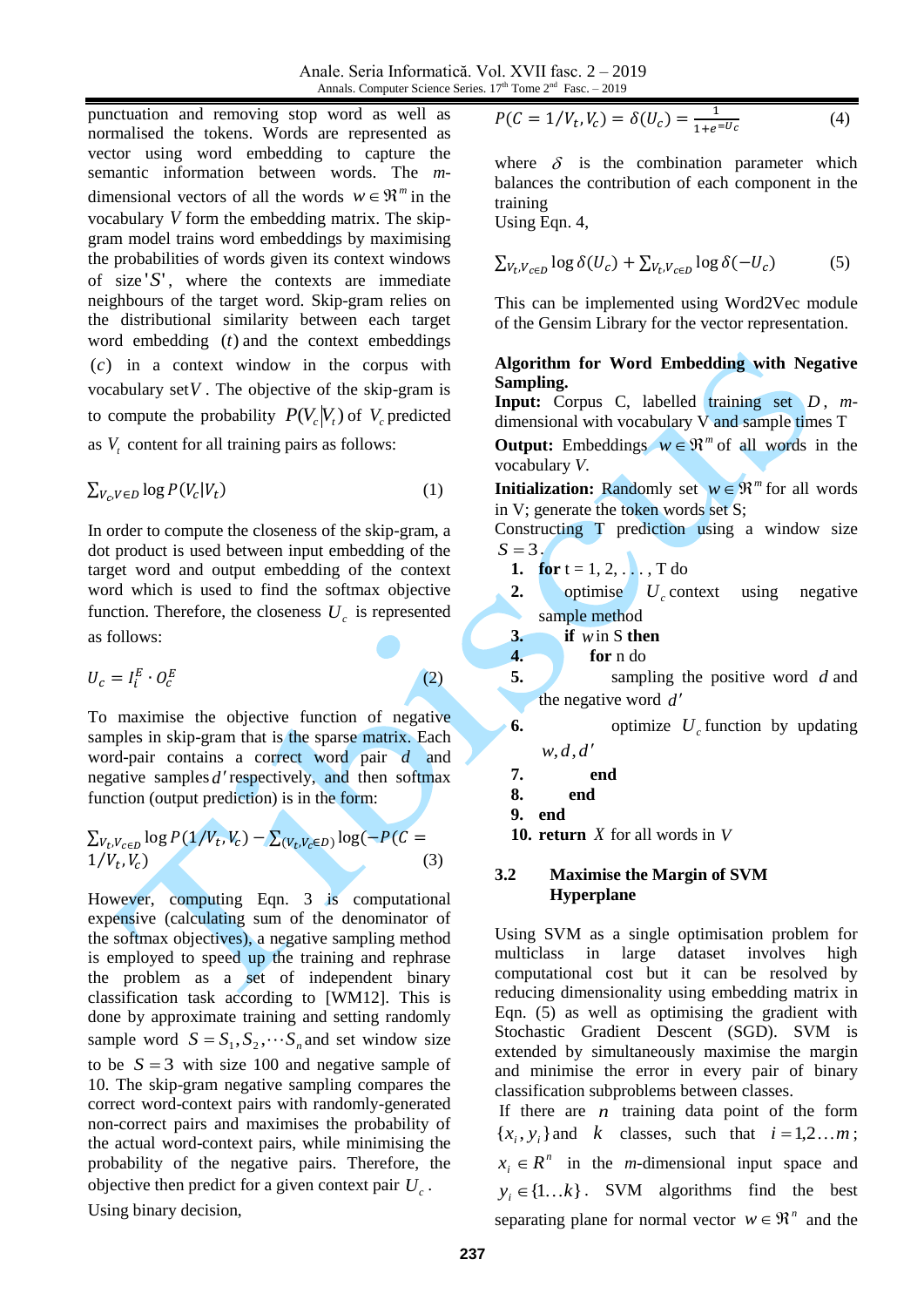punctuation and removing stop word as well as normalised the tokens. Words are represented as vector using word embedding to capture the semantic information between words. The $m$-dimensional vectors of all the words $w \in \Re^m$ in the vocabulary $V$ form the embedding matrix. The skip-gram model trains word embeddings by maximising the probabilities of words given its context windows of size '$S$', where the contexts are immediate neighbours of the target word. Skip-gram relies on the distributional similarity between each target word embedding $(t)$ and the context embeddings $(c)$ in a context window in the corpus with vocabulary set $V$. The objective of the skip-gram is to compute the probability $P(V_c|V_t)$ of $V_c$ predicted as $V_t$ content for all training pairs as follows:

$$\sum_{V_c, V \in D} \log P(V_c|V_t) \tag{1}$$

In order to compute the closeness of the skip-gram, a dot product is used between input embedding of the target word and output embedding of the context word which is used to find the softmax objective function. Therefore, the closeness $U_c$ is represented as follows:

$$U_c = I_i^E \cdot O_c^E \tag{2}$$

To maximise the objective function of negative samples in skip-gram that is the sparse matrix. Each word-pair contains a correct word pair $d$ and negative samples $d'$ respectively, and then softmax function (output prediction) is in the form:

$$\sum_{V_t, V_{c \in D}} \log P(1/V_t, V_c) - \sum_{(V_t, V_{c \in D})} \log(-P(C = 1/V_t, V_c) \tag{3}$$

However, computing Eqn. 3 is computational expensive (calculating sum of the denominator of the softmax objectives), a negative sampling method is employed to speed up the training and rephrase the problem as a set of independent binary classification task according to [WM12]. This is done by approximate training and setting randomly sample word $S = S_1, S_2, \cdots S_n$ and set window size to be $S = 3$ with size 100 and negative sample of 10. The skip-gram negative sampling compares the correct word-context pairs with randomly-generated non-correct pairs and maximises the probability of the actual word-context pairs, while minimising the probability of the negative pairs. Therefore, the objective then predict for a given context pair $U_c$.

Using binary decision,

$$P(C = 1/V_t, V_c) = \delta(U_c) = \frac{1}{1 + e^{-U_c}} \tag{4}$$

where $\delta$ is the combination parameter which balances the contribution of each component in the training

Using Eqn. 4,

$$\sum_{V_t, V_{c \in D}} \log \delta(U_c) + \sum_{V_t, V_{c \in D}} \log \delta(-U_c) \tag{5}$$

This can be implemented using Word2Vec module of the Gensim Library for the vector representation.

**Algorithm for Word Embedding with Negative Sampling.**

**Input:** Corpus C, labelled training set $D$, $m$-dimensional with vocabulary V and sample times T

**Output:** Embeddings $w \in \Re^m$ of all words in the vocabulary $V$.

**Initialization:** Randomly set $w \in \Re^m$ for all words in V; generate the token words set S;

Constructing T prediction using a window size $S = 3$.

1. **for** t = 1, 2, . . . , T do
2. optimise $U_c$ context using negative sample method
3. **if** $w$ in S **then**
4. **for** n do
5. sampling the positive word $d$ and the negative word $d'$
6. optimize $U_c$ function by updating $w, d, d'$
7. **end**
8. **end**
9. **end**
10. **return** $X$ for all words in $V$

### 3.2 Maximise the Margin of SVM Hyperplane

Using SVM as a single optimisation problem for multiclass in large dataset involves high computational cost but it can be resolved by reducing dimensionality using embedding matrix in Eqn. (5) as well as optimising the gradient with Stochastic Gradient Descent (SGD). SVM is extended by simultaneously maximise the margin and minimise the error in every pair of binary classification subproblems between classes.

If there are $n$ training data point of the form $\{x_i, y_i\}$ and $k$ classes, such that $i = 1, 2 \ldots m$; $x_i \in R^n$ in the $m$-dimensional input space and $y_i \in \{1 \ldots k\}$. SVM algorithms find the best separating plane for normal vector $w \in \Re^n$ and the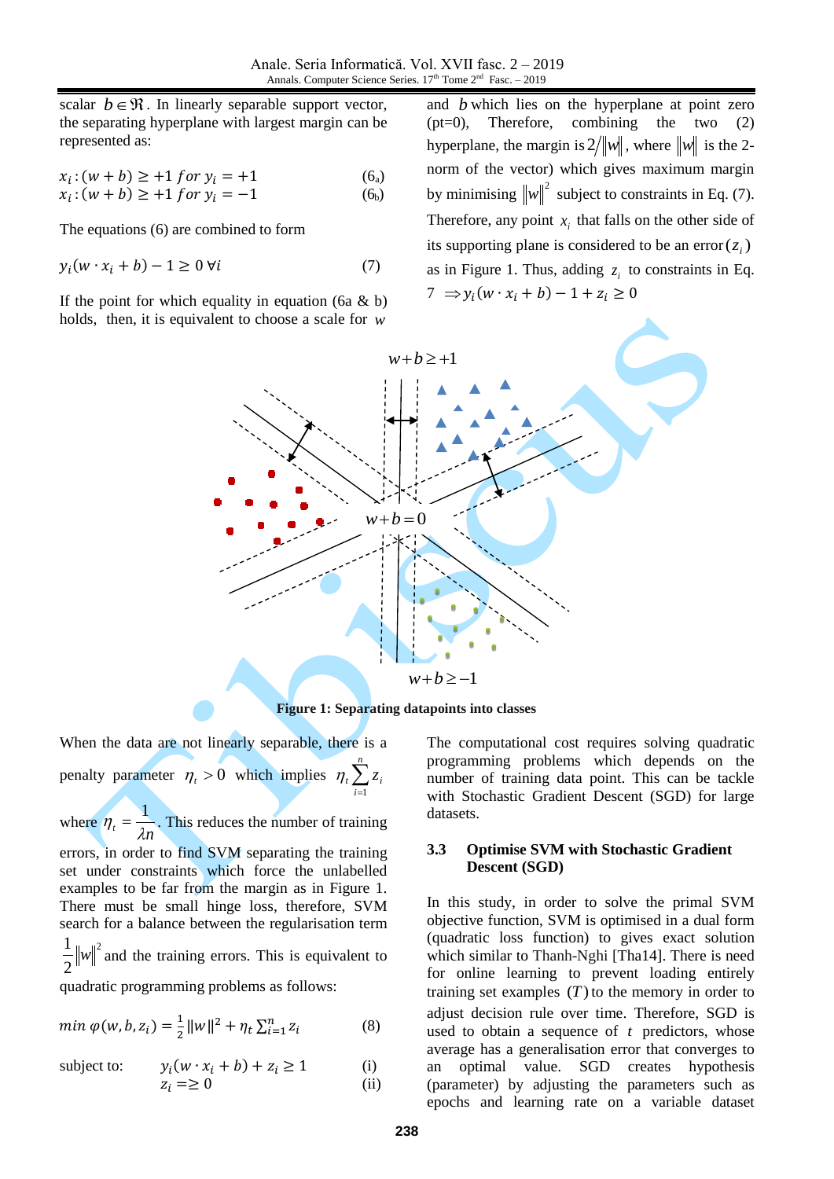scalar $b \in \Re$. In linearly separable support vector, the separating hyperplane with largest margin can be represented as:

$$x_i : (w + b) \geq +1 \; for \; y_i = +1 \quad (6_a)$$
$$x_i : (w + b) \geq +1 \; for \; y_i = -1 \quad (6_b)$$

The equations (6) are combined to form

$$y_i(w \cdot x_i + b) - 1 \geq 0 \; \forall i \quad (7)$$

If the point for which equality in equation (6a & b) holds, then, it is equivalent to choose a scale for $w$ and $b$ which lies on the hyperplane at point zero (pt=0), Therefore, combining the two (2) hyperplane, the margin is $2/\|w\|$, where $\|w\|$ is the 2-norm of the vector) which gives maximum margin by minimising $\|w\|^2$ subject to constraints in Eq. (7). Therefore, any point $x_i$ that falls on the other side of its supporting plane is considered to be an error $(z_i)$ as in Figure 1. Thus, adding $z_i$ to constraints in Eq. 7 $\Rightarrow y_i(w \cdot x_i + b) - 1 + z_i \geq 0$

**Figure 1: Separating datapoints into classes**

When the data are not linearly separable, there is a penalty parameter $\eta_t > 0$ which implies $\eta_t \sum_{i=1}^{n} z_i$ where $\eta_t = \frac{1}{\lambda n}$. This reduces the number of training errors, in order to find SVM separating the training set under constraints which force the unlabelled examples to be far from the margin as in Figure 1. There must be small hinge loss, therefore, SVM search for a balance between the regularisation term $\frac{1}{2}\|w\|^2$ and the training errors. This is equivalent to quadratic programming problems as follows:

$$min \; \varphi(w, b, z_i) = \frac{1}{2}\|w\|^2 + \eta_t \sum_{i=1}^{n} z_i \quad (8)$$

subject to: $y_i(w \cdot x_i + b) + z_i \geq 1$ (i)

$z_i = \geq 0$ (ii)

The computational cost requires solving quadratic programming problems which depends on the number of training data point. This can be tackle with Stochastic Gradient Descent (SGD) for large datasets.

### 3.3 Optimise SVM with Stochastic Gradient Descent (SGD)

In this study, in order to solve the primal SVM objective function, SVM is optimised in a dual form (quadratic loss function) to gives exact solution which similar to Thanh-Nghi [Tha14]. There is need for online learning to prevent loading entirely training set examples $(T)$ to the memory in order to adjust decision rule over time. Therefore, SGD is used to obtain a sequence of $t$ predictors, whose average has a generalisation error that converges to an optimal value. SGD creates hypothesis (parameter) by adjusting the parameters such as epochs and learning rate on a variable dataset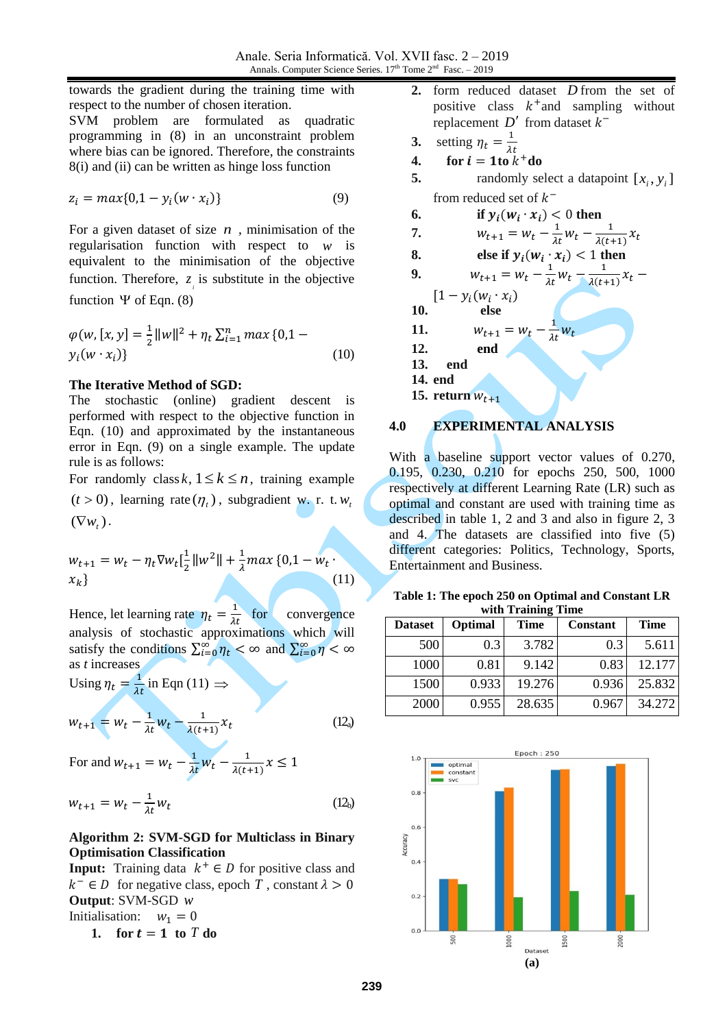towards the gradient during the training time with respect to the number of chosen iteration.

SVM problem are formulated as quadratic programming in (8) in an unconstraint problem where bias can be ignored. Therefore, the constraints 8(i) and (ii) can be written as hinge loss function

$$z_i = max\{0, 1 - y_i(w \cdot x_i)\} \tag{9}$$

For a given dataset of size $n$, minimisation of the regularisation function with respect to $w$ is equivalent to the minimisation of the objective function. Therefore, $z_i$ is substitute in the objective function $\Psi$ of Eqn. (8)

$$\varphi(w, [x, y] = \frac{1}{2}\|w\|^2 + \eta_t \sum_{i=1}^{n} max\{0, 1 - y_i(w \cdot x_i)\} \tag{10}$$

**The Iterative Method of SGD:**

The stochastic (online) gradient descent is performed with respect to the objective function in Eqn. (10) and approximated by the instantaneous error in Eqn. (9) on a single example. The update rule is as follows:

For randomly class $k$, $1 \le k \le n$, training example $(t > 0)$, learning rate $(\eta_t)$, subgradient w. r. t. $w_t$ $(\nabla w_t)$.

$$w_{t+1} = w_t - \eta_t \nabla w_t [\frac{1}{2}\|w^2\| + \frac{1}{\lambda} max\{0, 1 - w_t \cdot x_k\} \tag{11}$$

Hence, let learning rate $\eta_t = \frac{1}{\lambda t}$ for convergence analysis of stochastic approximations which will satisfy the conditions $\sum_{i=0}^{\infty} \eta_t < \infty$ and $\sum_{i=0}^{\infty} \eta < \infty$ as $t$ increases

Using $\eta_t = \frac{1}{\lambda t}$ in Eqn (11) $\Rightarrow$

$$w_{t+1} = w_t - \frac{1}{\lambda t} w_t - \frac{1}{\lambda(t+1)} x_t \tag{12a}$$

For and $w_{t+1} = w_t - \frac{1}{\lambda t} w_t - \frac{1}{\lambda(t+1)} x \le 1$

$$w_{t+1} = w_t - \frac{1}{\lambda t} w_t \tag{12b}$$

**Algorithm 2: SVM-SGD for Multiclass in Binary Optimisation Classification**

**Input:** Training data $k^+ \in D$ for positive class and $k^- \in D$ for negative class, epoch $T$, constant $\lambda > 0$

**Output**: SVM-SGD $w$

Initialisation: $w_1 = 0$

1. **for** $t = 1$ **to** $T$ **do**
2. form reduced dataset $D$ from the set of positive class $k^+$ and sampling without replacement $D'$ from dataset $k^-$
3. setting $\eta_t = \frac{1}{\lambda t}$
4. **for** $i = 1$ **to** $k^+$ **do**
5. randomly select a datapoint $[x_i, y_i]$ from reduced set of $k^-$
6. **if** $y_i(w_i \cdot x_i) < 0$ **then**
7. $w_{t+1} = w_t - \frac{1}{\lambda t} w_t - \frac{1}{\lambda(t+1)} x_t$
8. **else if** $y_i(w_i \cdot x_i) < 1$ **then**
9. $w_{t+1} = w_t - \frac{1}{\lambda t} w_t - \frac{1}{\lambda(t+1)} x_t - [1 - y_i(w_i \cdot x_i)]$
10. **else**
11. $w_{t+1} = w_t - \frac{1}{\lambda t} w_t$
12. **end**
13. **end**
14. **end**
15. **return** $w_{t+1}$

## 4.0 EXPERIMENTAL ANALYSIS

With a baseline support vector values of 0.270, 0.195, 0.230, 0.210 for epochs 250, 500, 1000 respectively at different Learning Rate (LR) such as optimal and constant are used with training time as described in table 1, 2 and 3 and also in figure 2, 3 and 4. The datasets are classified into five (5) different categories: Politics, Technology, Sports, Entertainment and Business.

**Table 1: The epoch 250 on Optimal and Constant LR with Training Time**

| Dataset | Optimal | Time | Constant | Time |
|---|---|---|---|---|
| 500 | 0.3 | 3.782 | 0.3 | 5.611 |
| 1000 | 0.81 | 9.142 | 0.83 | 12.177 |
| 1500 | 0.933 | 19.276 | 0.936 | 25.832 |
| 2000 | 0.955 | 28.635 | 0.967 | 34.272 |

(a)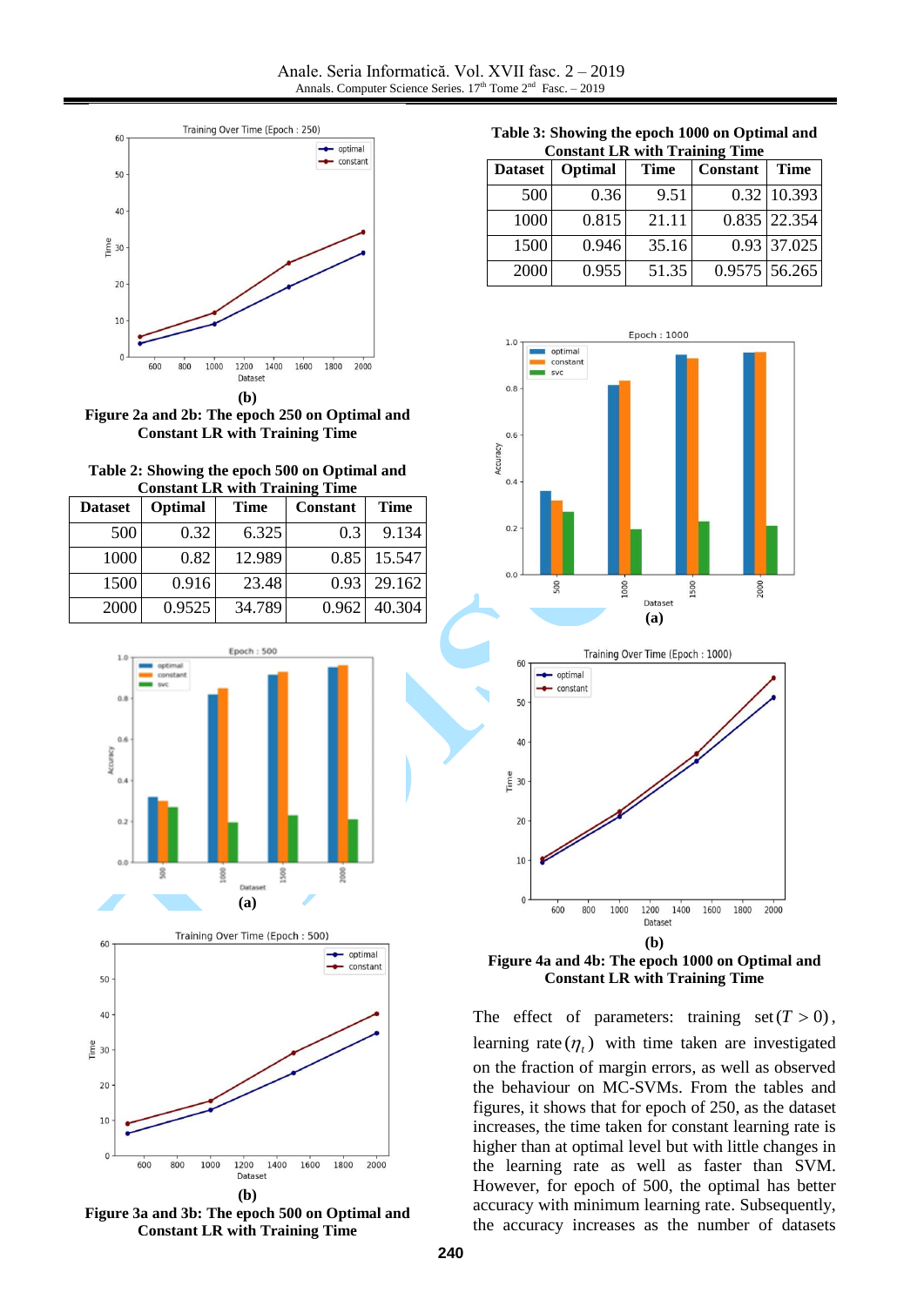**(b)**

**Figure 2a and 2b: The epoch 250 on Optimal and Constant LR with Training Time**

**Table 2: Showing the epoch 500 on Optimal and Constant LR with Training Time**

| Dataset | Optimal | Time | Constant | Time |
|---|---|---|---|---|
| 500 | 0.32 | 6.325 | 0.3 | 9.134 |
| 1000 | 0.82 | 12.989 | 0.85 | 15.547 |
| 1500 | 0.916 | 23.48 | 0.93 | 29.162 |
| 2000 | 0.9525 | 34.789 | 0.962 | 40.304 |

**(a)**

**(b)**

**Figure 3a and 3b: The epoch 500 on Optimal and Constant LR with Training Time**

**Table 3: Showing the epoch 1000 on Optimal and Constant LR with Training Time**

| Dataset | Optimal | Time | Constant | Time |
|---|---|---|---|---|
| 500 | 0.36 | 9.51 | 0.32 | 10.393 |
| 1000 | 0.815 | 21.11 | 0.835 | 22.354 |
| 1500 | 0.946 | 35.16 | 0.93 | 37.025 |
| 2000 | 0.955 | 51.35 | 0.9575 | 56.265 |

**(a)**

**(b)**

**Figure 4a and 4b: The epoch 1000 on Optimal and Constant LR with Training Time**

The effect of parameters: training set $(T > 0)$, learning rate $(\eta_t)$ with time taken are investigated on the fraction of margin errors, as well as observed the behaviour on MC-SVMs. From the tables and figures, it shows that for epoch of 250, as the dataset increases, the time taken for constant learning rate is higher than at optimal level but with little changes in the learning rate as well as faster than SVM. However, for epoch of 500, the optimal has better accuracy with minimum learning rate. Subsequently, the accuracy increases as the number of datasets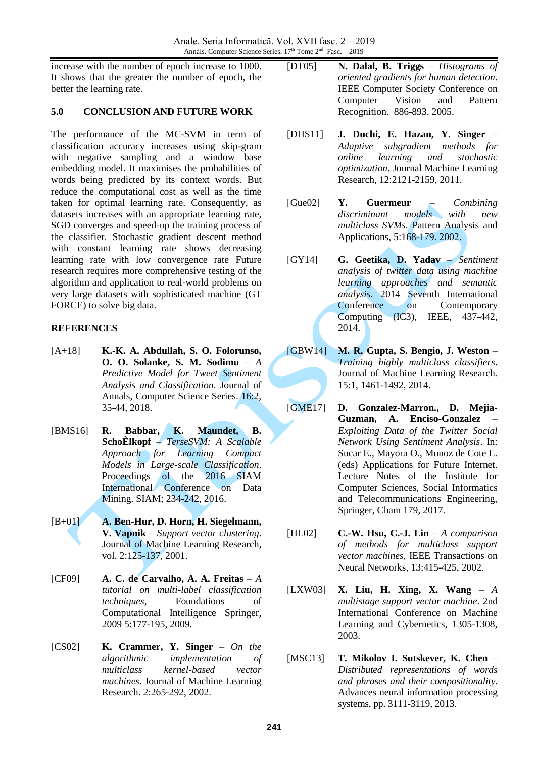increase with the number of epoch increase to 1000. It shows that the greater the number of epoch, the better the learning rate.

## 5.0 CONCLUSION AND FUTURE WORK

The performance of the MC-SVM in term of classification accuracy increases using skip-gram with negative sampling and a window base embedding model. It maximises the probabilities of words being predicted by its context words. But reduce the computational cost as well as the time taken for optimal learning rate. Consequently, as datasets increases with an appropriate learning rate, SGD converges and speed-up the training process of the classifier. Stochastic gradient descent method with constant learning rate shows decreasing learning rate with low convergence rate Future research requires more comprehensive testing of the algorithm and application to real-world problems on very large datasets with sophisticated machine (GT FORCE) to solve big data.

## REFERENCES

[A+18] **K.-K. A. Abdullah, S. O. Folorunso, O. O. Solanke, S. M. Sodimu** – *A Predictive Model for Tweet Sentiment Analysis and Classification*. Journal of Annals, Computer Science Series. 16:2, 35-44, 2018.

[BMS16] **R. Babbar, K. Maundet, B. SchoÈlkopf** – *TerseSVM: A Scalable Approach for Learning Compact Models in Large-scale Classification*. Proceedings of the 2016 SIAM International Conference on Data Mining. SIAM; 234-242, 2016.

[B+01] **A. Ben-Hur, D. Horn, H. Siegelmann, V. Vapnik** – *Support vector clustering*. Journal of Machine Learning Research, vol. 2:125-137, 2001.

[CF09] **A. C. de Carvalho, A. A. Freitas** – *A tutorial on multi-label classification techniques*, Foundations of Computational Intelligence Springer, 2009 5:177-195, 2009.

[CS02] **K. Crammer, Y. Singer** – *On the algorithmic implementation of multiclass kernel-based vector machines*. Journal of Machine Learning Research. 2:265-292, 2002.

[DT05] **N. Dalal, B. Triggs** – *Histograms of oriented gradients for human detection*. IEEE Computer Society Conference on Computer Vision and Pattern Recognition. 886-893. 2005.

[DHS11] **J. Duchi, E. Hazan, Y. Singer** – *Adaptive subgradient methods for online learning and stochastic optimization*. Journal Machine Learning Research, 12:2121-2159, 2011.

[Gue02] **Y. Guermeur** – *Combining discriminant models with new multiclass SVMs*. Pattern Analysis and Applications, 5:168-179. 2002.

[GY14] **G. Geetika, D. Yadav** – *Sentiment analysis of twitter data using machine learning approaches and semantic analysis*. 2014 Seventh International Conference on Contemporary Computing (IC3), IEEE, 437-442, 2014.

[GBW14] **M. R. Gupta, S. Bengio, J. Weston** – *Training highly multiclass classifiers*. Journal of Machine Learning Research. 15:1, 1461-1492, 2014.

[GME17] **D. Gonzalez-Marron., D. Mejia-Guzman, A. Enciso-Gonzalez** – *Exploiting Data of the Twitter Social Network Using Sentiment Analysis*. In: Sucar E., Mayora O., Munoz de Cote E. (eds) Applications for Future Internet. Lecture Notes of the Institute for Computer Sciences, Social Informatics and Telecommunications Engineering, Springer, Cham 179, 2017.

[HL02] **C.-W. Hsu, C.-J. Lin** – *A comparison of methods for multiclass support vector machines*, IEEE Transactions on Neural Networks, 13:415-425, 2002.

[LXW03] **X. Liu, H. Xing, X. Wang** – *A multistage support vector machine*. 2nd International Conference on Machine Learning and Cybernetics, 1305-1308, 2003.

[MSC13] **T. Mikolov I. Sutskever, K. Chen** – *Distributed representations of words and phrases and their compositionality*. Advances neural information processing systems, pp. 3111-3119, 2013.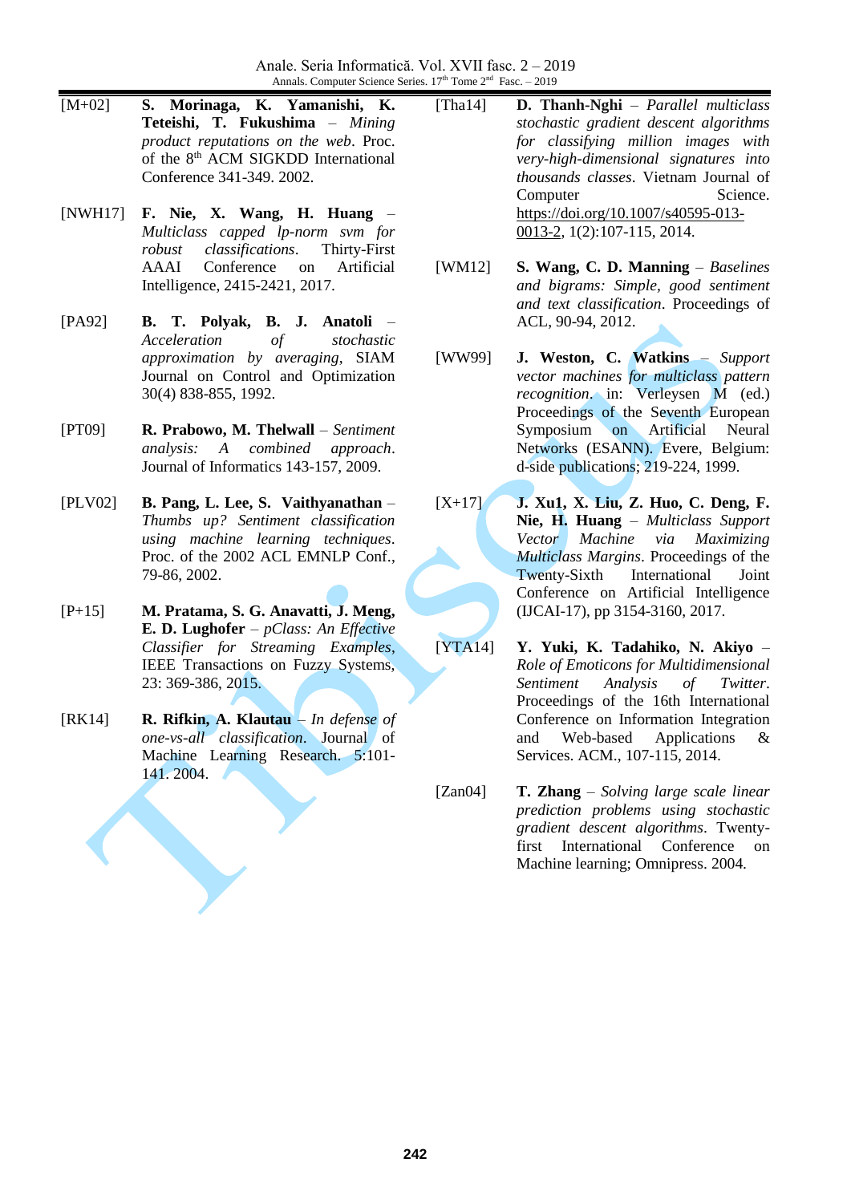[M+02] **S. Morinaga, K. Yamanishi, K. Teteishi, T. Fukushima** – *Mining product reputations on the web*. Proc. of the 8th ACM SIGKDD International Conference 341-349. 2002.

[NWH17] **F. Nie, X. Wang, H. Huang** – *Multiclass capped lp-norm svm for robust classifications*. Thirty-First AAAI Conference on Artificial Intelligence, 2415-2421, 2017.

[PA92] **B. T. Polyak, B. J. Anatoli** – *Acceleration of stochastic approximation by averaging*, SIAM Journal on Control and Optimization 30(4) 838-855, 1992.

[PT09] **R. Prabowo, M. Thelwall** – *Sentiment analysis: A combined approach*. Journal of Informatics 143-157, 2009.

[PLV02] **B. Pang, L. Lee, S. Vaithyanathan** – *Thumbs up? Sentiment classification using machine learning techniques*. Proc. of the 2002 ACL EMNLP Conf., 79-86, 2002.

[P+15] **M. Pratama, S. G. Anavatti, J. Meng, E. D. Lughofer** – *pClass: An Effective Classifier for Streaming Examples*, IEEE Transactions on Fuzzy Systems, 23: 369-386, 2015.

[RK14] **R. Rifkin, A. Klautau** – *In defense of one-vs-all classification*. Journal of Machine Learning Research. 5:101-141. 2004.

[Tha14] **D. Thanh-Nghi** – *Parallel multiclass stochastic gradient descent algorithms for classifying million images with very-high-dimensional signatures into thousands classes*. Vietnam Journal of Computer Science. https://doi.org/10.1007/s40595-013-0013-2, 1(2):107-115, 2014.

[WM12] **S. Wang, C. D. Manning** – *Baselines and bigrams: Simple, good sentiment and text classification*. Proceedings of ACL, 90-94, 2012.

[WW99] **J. Weston, C. Watkins** – *Support vector machines for multiclass pattern recognition*. in: Verleysen M (ed.) Proceedings of the Seventh European Symposium on Artificial Neural Networks (ESANN). Evere, Belgium: d-side publications; 219-224, 1999.

[X+17] **J. Xu1, X. Liu, Z. Huo, C. Deng, F. Nie, H. Huang** – *Multiclass Support Vector Machine via Maximizing Multiclass Margins*. Proceedings of the Twenty-Sixth International Joint Conference on Artificial Intelligence (IJCAI-17), pp 3154-3160, 2017.

[YTA14] **Y. Yuki, K. Tadahiko, N. Akiyo** – *Role of Emoticons for Multidimensional Sentiment Analysis of Twitter*. Proceedings of the 16th International Conference on Information Integration and Web-based Applications & Services. ACM., 107-115, 2014.

[Zan04] **T. Zhang** – *Solving large scale linear prediction problems using stochastic gradient descent algorithms*. Twenty-first International Conference on Machine learning; Omnipress. 2004.